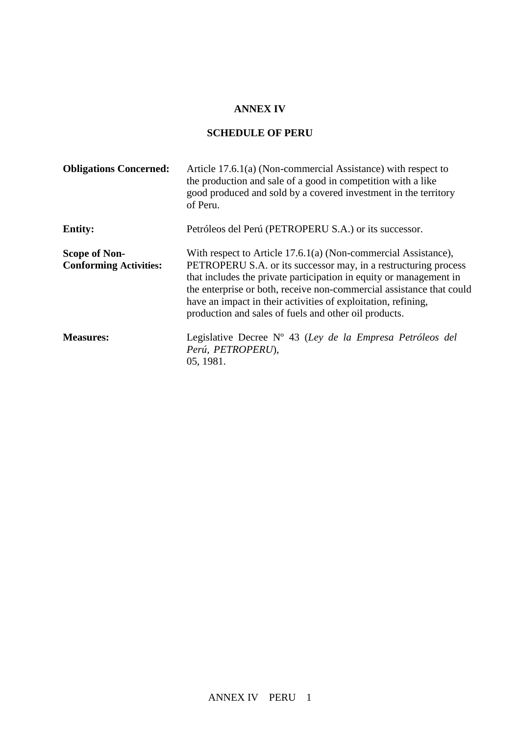# ANNEX IV

## SCHEDULE OF PERU

**Obligations Concerned:** Article 17.6.1(a) (Non-commercial Assistance) with respect to the production and sale of a good in competition with a like good produced and sold by a covered investment in the territory of Peru.

**Entity:** Petróleos del Perú (PETROPERU S.A.) or its successor.

**Scope of Non-Conforming Activities:** With respect to Article 17.6.1(a) (Non-commercial Assistance), PETROPERU S.A. or its successor may, in a restructuring process that includes the private participation in equity or management in the enterprise or both, receive non-commercial assistance that could have an impact in their activities of exploitation, refining, production and sales of fuels and other oil products.

**Measures:** Legislative Decree Nº 43 (*Ley de la Empresa Petróleos del Perú, PETROPERU*), 05, 1981.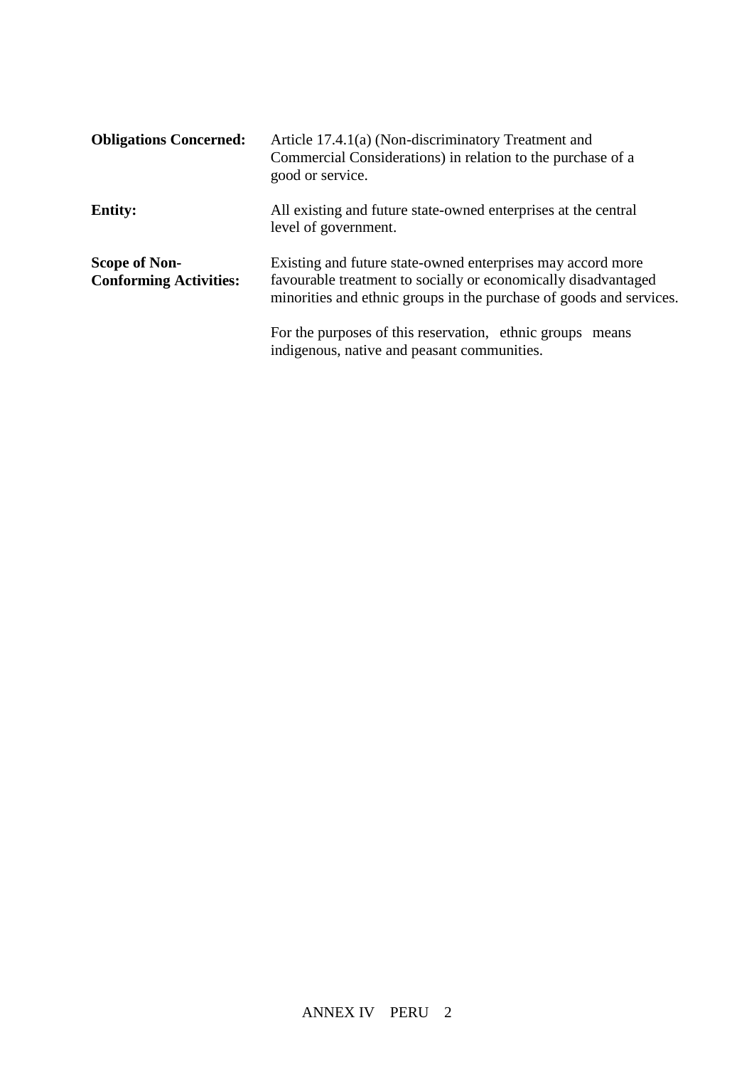| | |
|---|---|
| **Obligations Concerned:** | Article 17.4.1(a) (Non-discriminatory Treatment and Commercial Considerations) in relation to the purchase of a good or service. |
| **Entity:** | All existing and future state-owned enterprises at the central level of government. |
| **Scope of Non-Conforming Activities:** | Existing and future state-owned enterprises may accord more favourable treatment to socially or economically disadvantaged minorities and ethnic groups in the purchase of goods and services.<br><br>For the purposes of this reservation, ethnic groups means indigenous, native and peasant communities. |